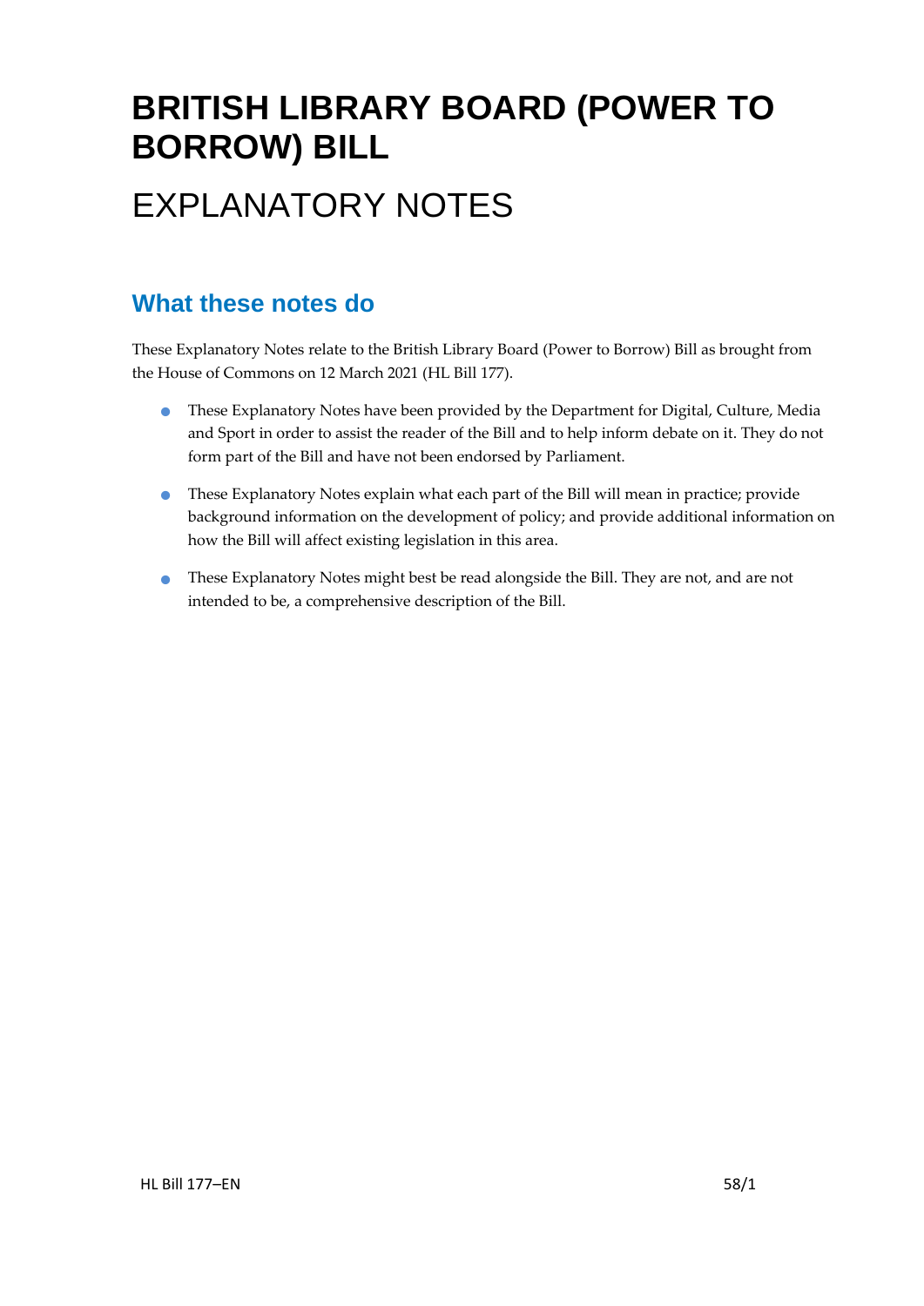# BRITISH LIBRARY BOARD (POWER TO BORROW) BILL

# EXPLANATORY NOTES

## What these notes do

These Explanatory Notes relate to the British Library Board (Power to Borrow) Bill as brought from the House of Commons on 12 March 2021 (HL Bill 177).

- These Explanatory Notes have been provided by the Department for Digital, Culture, Media and Sport in order to assist the reader of the Bill and to help inform debate on it. They do not form part of the Bill and have not been endorsed by Parliament.
- These Explanatory Notes explain what each part of the Bill will mean in practice; provide background information on the development of policy; and provide additional information on how the Bill will affect existing legislation in this area.
- These Explanatory Notes might best be read alongside the Bill. They are not, and are not intended to be, a comprehensive description of the Bill.

HL Bill 177–EN 58/1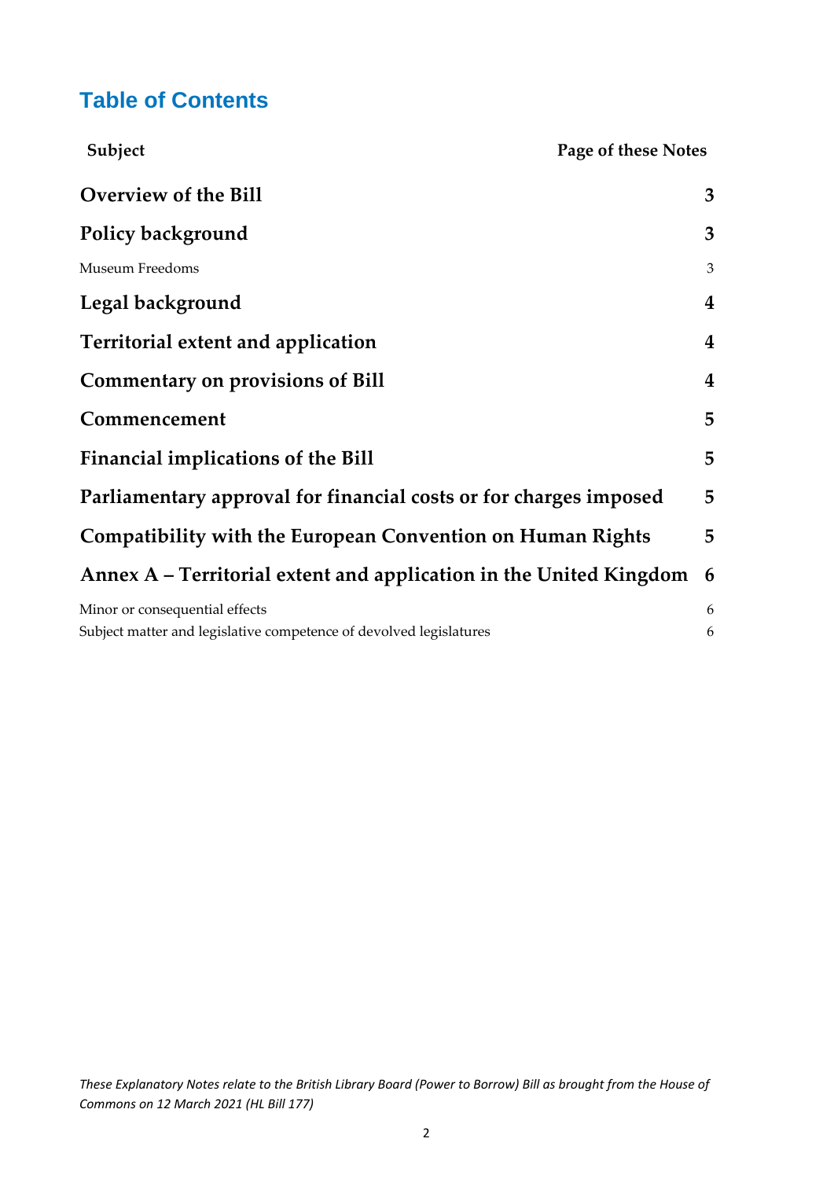# Table of Contents

| Subject | Page of these Notes |
|---|---|
| **Overview of the Bill** | **3** |
| **Policy background** | **3** |
| Museum Freedoms | 3 |
| **Legal background** | **4** |
| **Territorial extent and application** | **4** |
| **Commentary on provisions of Bill** | **4** |
| **Commencement** | **5** |
| **Financial implications of the Bill** | **5** |
| **Parliamentary approval for financial costs or for charges imposed** | **5** |
| **Compatibility with the European Convention on Human Rights** | **5** |
| **Annex A – Territorial extent and application in the United Kingdom** | **6** |
| Minor or consequential effects | 6 |
| Subject matter and legislative competence of devolved legislatures | 6 |

*These Explanatory Notes relate to the British Library Board (Power to Borrow) Bill as brought from the House of Commons on 12 March 2021 (HL Bill 177)*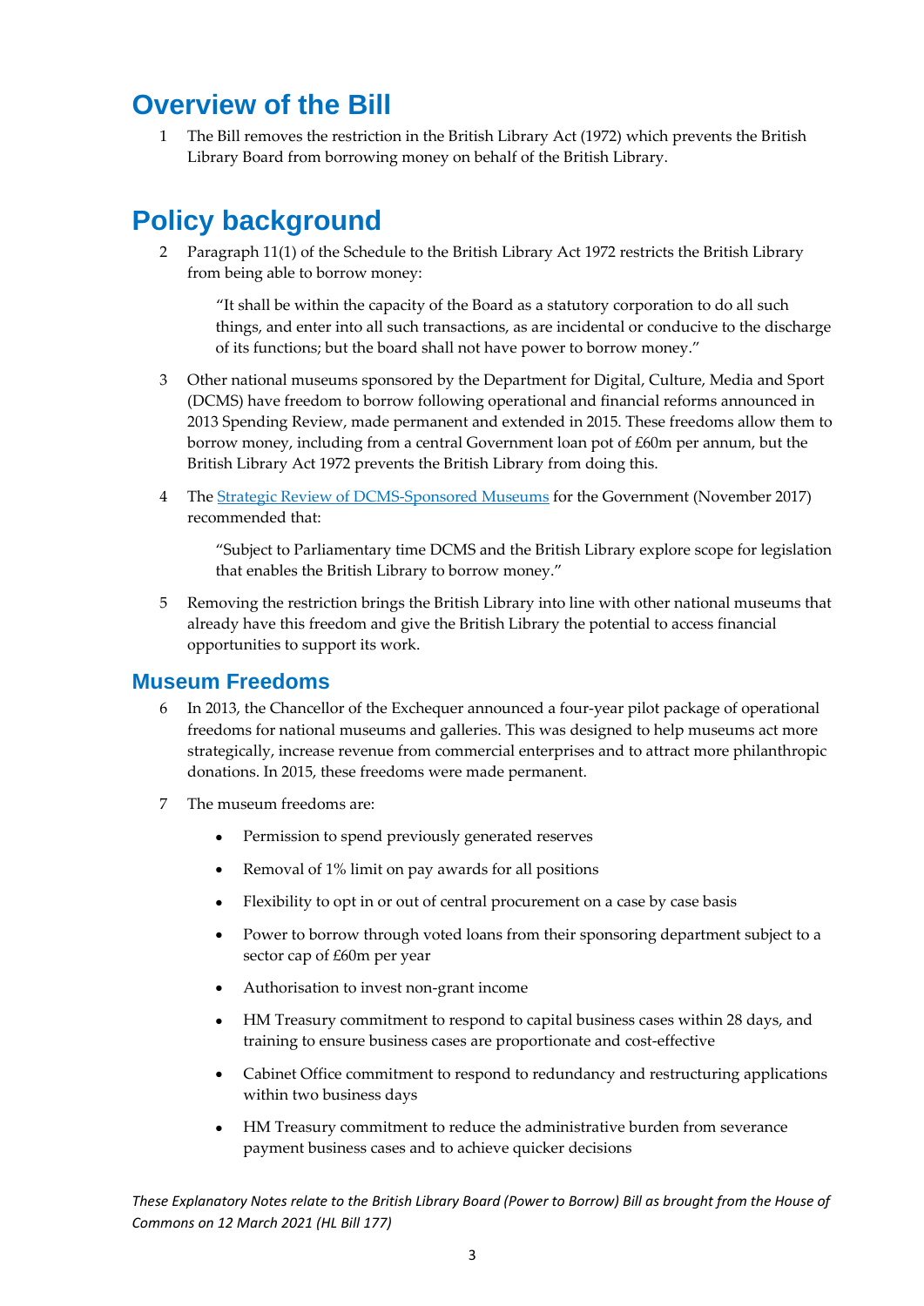# Overview of the Bill

1 The Bill removes the restriction in the British Library Act (1972) which prevents the British Library Board from borrowing money on behalf of the British Library.

# Policy background

2 Paragraph 11(1) of the Schedule to the British Library Act 1972 restricts the British Library from being able to borrow money:

> "It shall be within the capacity of the Board as a statutory corporation to do all such things, and enter into all such transactions, as are incidental or conducive to the discharge of its functions; but the board shall not have power to borrow money."

3 Other national museums sponsored by the Department for Digital, Culture, Media and Sport (DCMS) have freedom to borrow following operational and financial reforms announced in 2013 Spending Review, made permanent and extended in 2015. These freedoms allow them to borrow money, including from a central Government loan pot of £60m per annum, but the British Library Act 1972 prevents the British Library from doing this.

4 The [Strategic Review of DCMS-Sponsored Museums] for the Government (November 2017) recommended that:

> "Subject to Parliamentary time DCMS and the British Library explore scope for legislation that enables the British Library to borrow money."

5 Removing the restriction brings the British Library into line with other national museums that already have this freedom and give the British Library the potential to access financial opportunities to support its work.

## Museum Freedoms

6 In 2013, the Chancellor of the Exchequer announced a four-year pilot package of operational freedoms for national museums and galleries. This was designed to help museums act more strategically, increase revenue from commercial enterprises and to attract more philanthropic donations. In 2015, these freedoms were made permanent.

7 The museum freedoms are:

- Permission to spend previously generated reserves
- Removal of 1% limit on pay awards for all positions
- Flexibility to opt in or out of central procurement on a case by case basis
- Power to borrow through voted loans from their sponsoring department subject to a sector cap of £60m per year
- Authorisation to invest non-grant income
- HM Treasury commitment to respond to capital business cases within 28 days, and training to ensure business cases are proportionate and cost-effective
- Cabinet Office commitment to respond to redundancy and restructuring applications within two business days
- HM Treasury commitment to reduce the administrative burden from severance payment business cases and to achieve quicker decisions

*These Explanatory Notes relate to the British Library Board (Power to Borrow) Bill as brought from the House of Commons on 12 March 2021 (HL Bill 177)*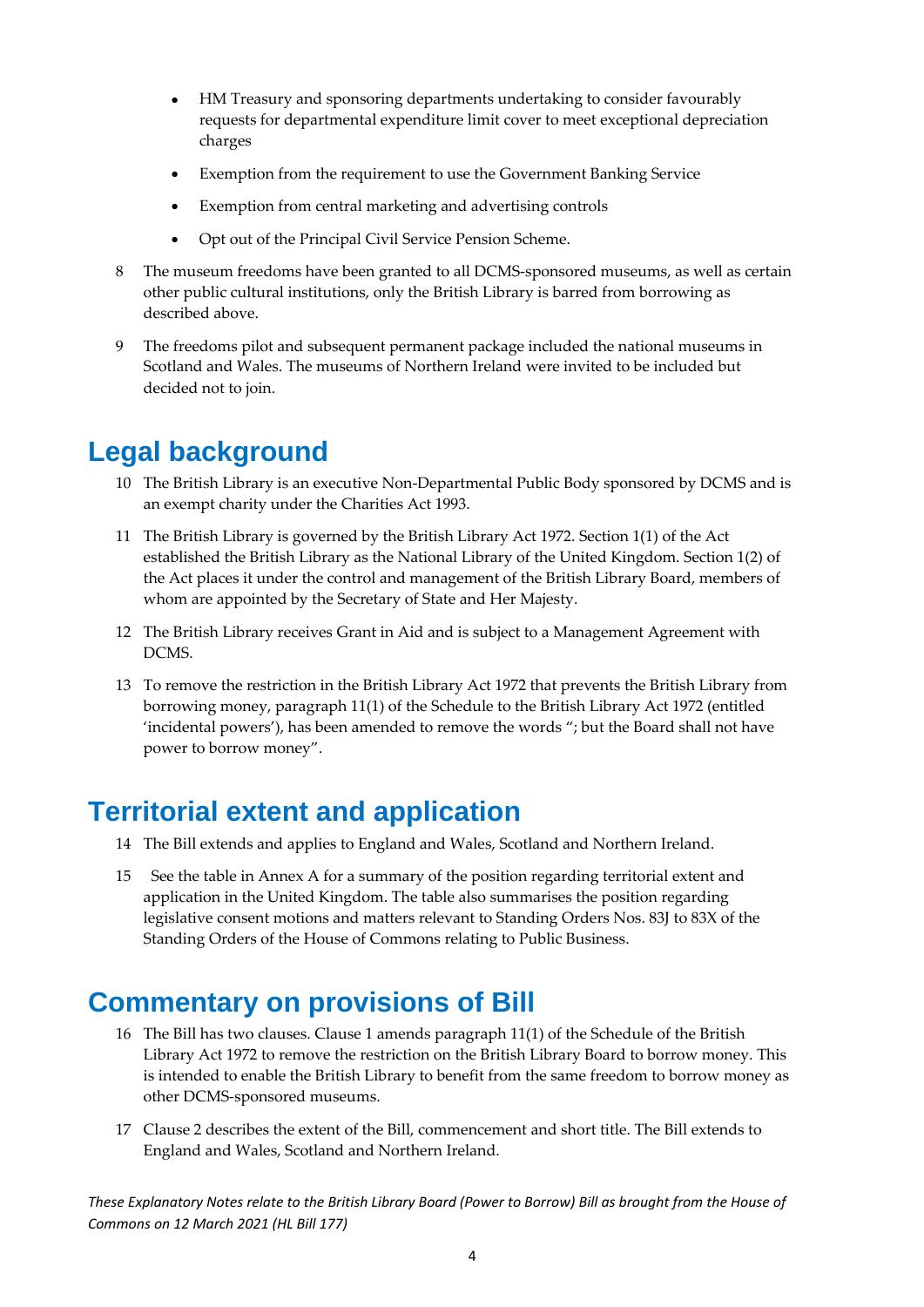- HM Treasury and sponsoring departments undertaking to consider favourably requests for departmental expenditure limit cover to meet exceptional depreciation charges
- Exemption from the requirement to use the Government Banking Service
- Exemption from central marketing and advertising controls
- Opt out of the Principal Civil Service Pension Scheme.

8 The museum freedoms have been granted to all DCMS-sponsored museums, as well as certain other public cultural institutions, only the British Library is barred from borrowing as described above.

9 The freedoms pilot and subsequent permanent package included the national museums in Scotland and Wales. The museums of Northern Ireland were invited to be included but decided not to join.

## Legal background

10 The British Library is an executive Non-Departmental Public Body sponsored by DCMS and is an exempt charity under the Charities Act 1993.

11 The British Library is governed by the British Library Act 1972. Section 1(1) of the Act established the British Library as the National Library of the United Kingdom. Section 1(2) of the Act places it under the control and management of the British Library Board, members of whom are appointed by the Secretary of State and Her Majesty.

12 The British Library receives Grant in Aid and is subject to a Management Agreement with DCMS.

13 To remove the restriction in the British Library Act 1972 that prevents the British Library from borrowing money, paragraph 11(1) of the Schedule to the British Library Act 1972 (entitled 'incidental powers'), has been amended to remove the words "; but the Board shall not have power to borrow money".

## Territorial extent and application

14 The Bill extends and applies to England and Wales, Scotland and Northern Ireland.

15 See the table in Annex A for a summary of the position regarding territorial extent and application in the United Kingdom. The table also summarises the position regarding legislative consent motions and matters relevant to Standing Orders Nos. 83J to 83X of the Standing Orders of the House of Commons relating to Public Business.

## Commentary on provisions of Bill

16 The Bill has two clauses. Clause 1 amends paragraph 11(1) of the Schedule of the British Library Act 1972 to remove the restriction on the British Library Board to borrow money. This is intended to enable the British Library to benefit from the same freedom to borrow money as other DCMS-sponsored museums.

17 Clause 2 describes the extent of the Bill, commencement and short title. The Bill extends to England and Wales, Scotland and Northern Ireland.

*These Explanatory Notes relate to the British Library Board (Power to Borrow) Bill as brought from the House of Commons on 12 March 2021 (HL Bill 177)*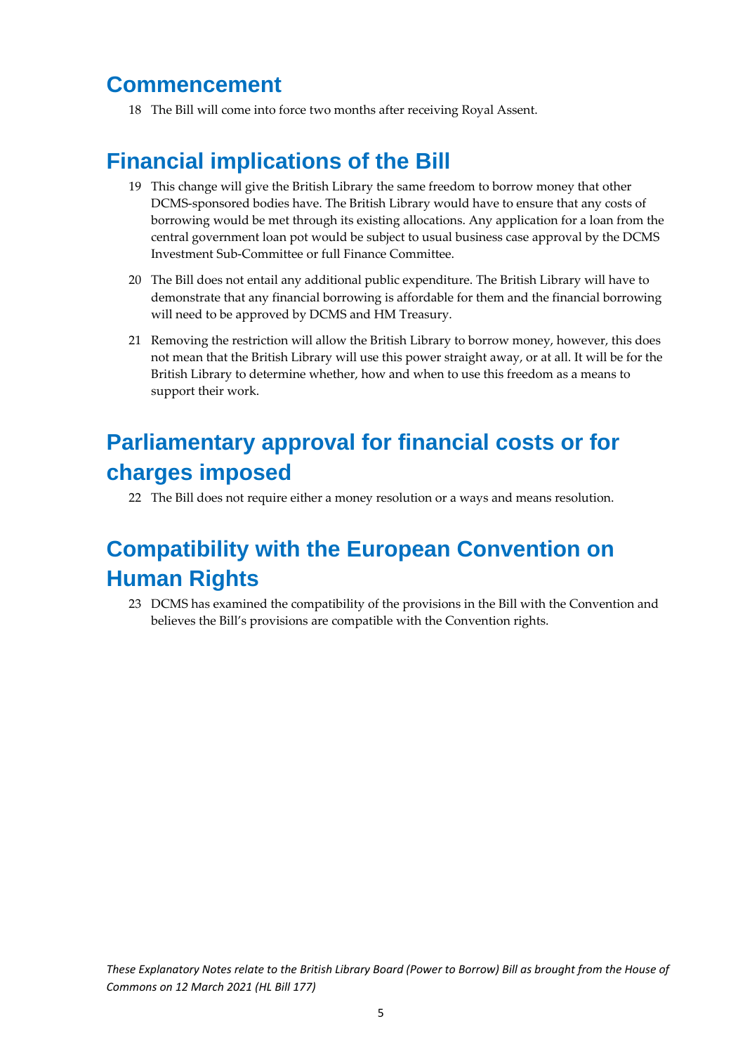## Commencement

18 The Bill will come into force two months after receiving Royal Assent.

## Financial implications of the Bill

19 This change will give the British Library the same freedom to borrow money that other DCMS-sponsored bodies have. The British Library would have to ensure that any costs of borrowing would be met through its existing allocations. Any application for a loan from the central government loan pot would be subject to usual business case approval by the DCMS Investment Sub-Committee or full Finance Committee.

20 The Bill does not entail any additional public expenditure. The British Library will have to demonstrate that any financial borrowing is affordable for them and the financial borrowing will need to be approved by DCMS and HM Treasury.

21 Removing the restriction will allow the British Library to borrow money, however, this does not mean that the British Library will use this power straight away, or at all. It will be for the British Library to determine whether, how and when to use this freedom as a means to support their work.

## Parliamentary approval for financial costs or for charges imposed

22 The Bill does not require either a money resolution or a ways and means resolution.

## Compatibility with the European Convention on Human Rights

23 DCMS has examined the compatibility of the provisions in the Bill with the Convention and believes the Bill's provisions are compatible with the Convention rights.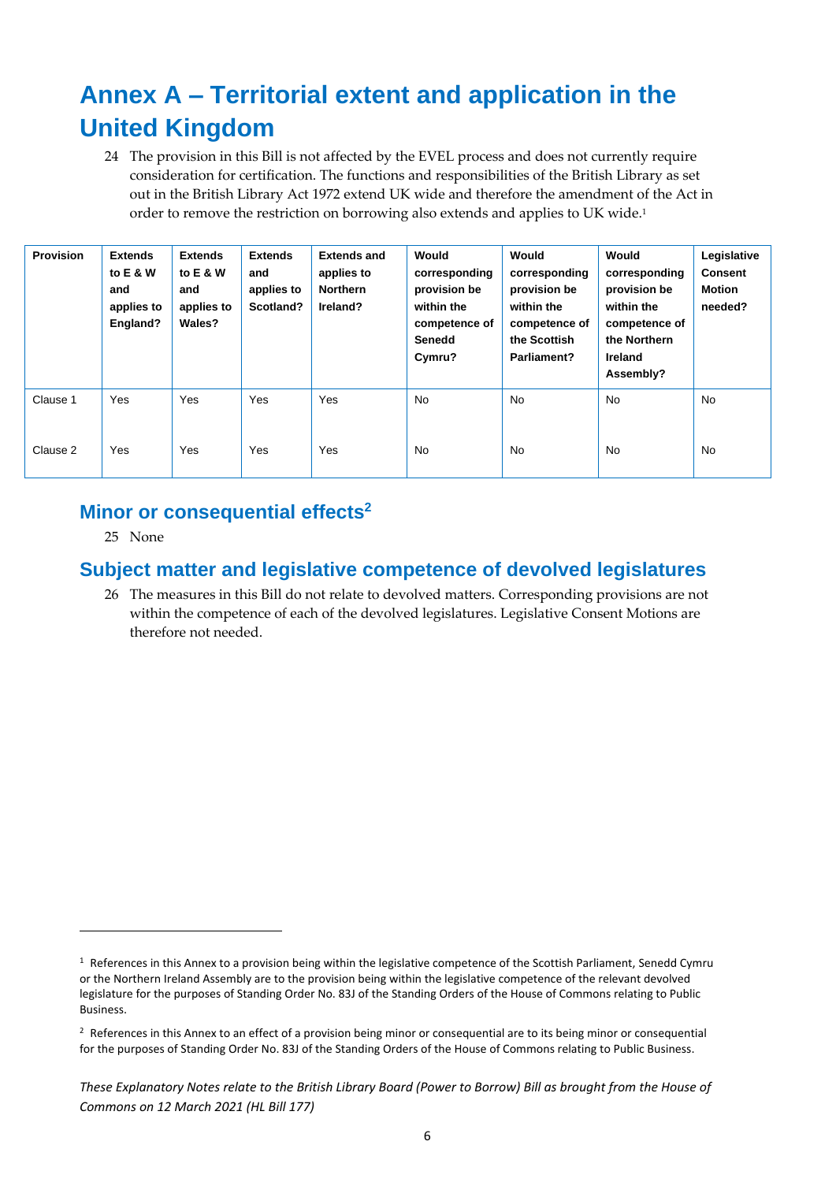# Annex A – Territorial extent and application in the United Kingdom

24 The provision in this Bill is not affected by the EVEL process and does not currently require consideration for certification. The functions and responsibilities of the British Library as set out in the British Library Act 1972 extend UK wide and therefore the amendment of the Act in order to remove the restriction on borrowing also extends and applies to UK wide.[1]

| Provision | Extends to E & W and applies to England? | Extends to E & W and applies to Wales? | Extends and applies to Scotland? | Extends and applies to Northern Ireland? | Would corresponding provision be within the competence of Senedd Cymru? | Would corresponding provision be within the competence of the Scottish Parliament? | Would corresponding provision be within the competence of the Northern Ireland Assembly? | Legislative Consent Motion needed? |
|---|---|---|---|---|---|---|---|---|
| Clause 1 | Yes | Yes | Yes | Yes | No | No | No | No |
| Clause 2 | Yes | Yes | Yes | Yes | No | No | No | No |

## Minor or consequential effects[2]

25 None

## Subject matter and legislative competence of devolved legislatures

26 The measures in this Bill do not relate to devolved matters. Corresponding provisions are not within the competence of each of the devolved legislatures. Legislative Consent Motions are therefore not needed.

[1] References in this Annex to a provision being within the legislative competence of the Scottish Parliament, Senedd Cymru or the Northern Ireland Assembly are to the provision being within the legislative competence of the relevant devolved legislature for the purposes of Standing Order No. 83J of the Standing Orders of the House of Commons relating to Public Business.

[2] References in this Annex to an effect of a provision being minor or consequential are to its being minor or consequential for the purposes of Standing Order No. 83J of the Standing Orders of the House of Commons relating to Public Business.

*These Explanatory Notes relate to the British Library Board (Power to Borrow) Bill as brought from the House of Commons on 12 March 2021 (HL Bill 177)*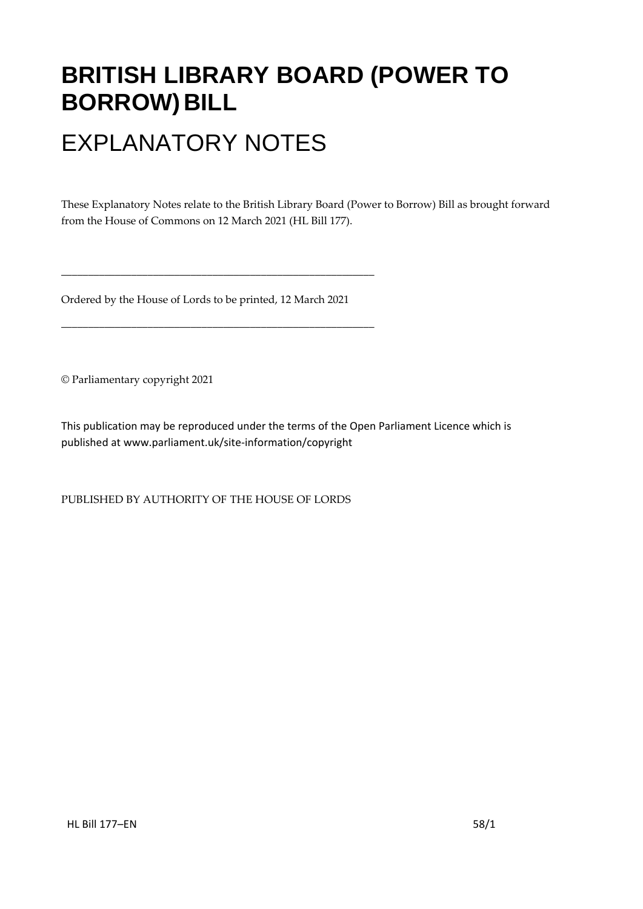# BRITISH LIBRARY BOARD (POWER TO BORROW) BILL

# EXPLANATORY NOTES

These Explanatory Notes relate to the British Library Board (Power to Borrow) Bill as brought forward from the House of Commons on 12 March 2021 (HL Bill 177).

---

Ordered by the House of Lords to be printed, 12 March 2021

---

© Parliamentary copyright 2021

This publication may be reproduced under the terms of the Open Parliament Licence which is published at www.parliament.uk/site-information/copyright

PUBLISHED BY AUTHORITY OF THE HOUSE OF LORDS

HL Bill 177–EN 58/1